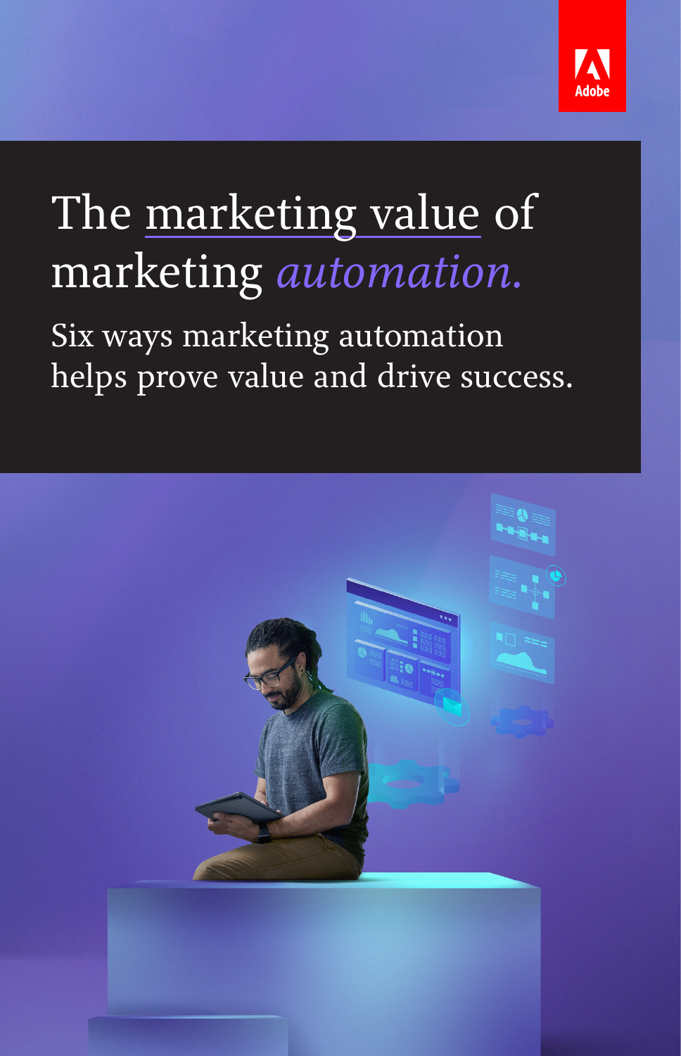# The marketing value of marketing *automation.*

Six ways marketing automation helps prove value and drive success.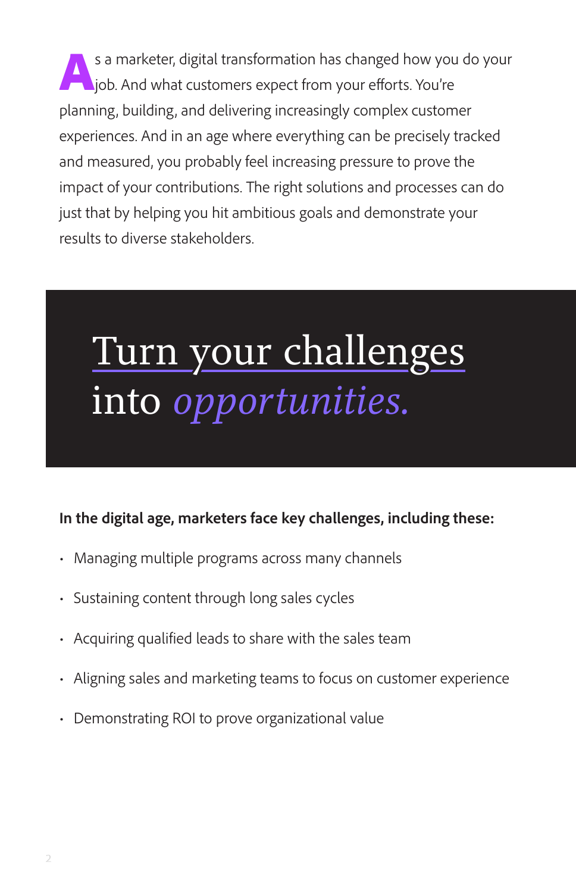As a marketer, digital transformation has changed how you do your job. And what customers expect from your efforts. You're planning, building, and delivering increasingly complex customer experiences. And in an age where everything can be precisely tracked and measured, you probably feel increasing pressure to prove the impact of your contributions. The right solutions and processes can do just that by helping you hit ambitious goals and demonstrate your results to diverse stakeholders.

# Turn your challenges into *opportunities.*

**In the digital age, marketers face key challenges, including these:**

- Managing multiple programs across many channels
- Sustaining content through long sales cycles
- Acquiring qualified leads to share with the sales team
- Aligning sales and marketing teams to focus on customer experience
- Demonstrating ROI to prove organizational value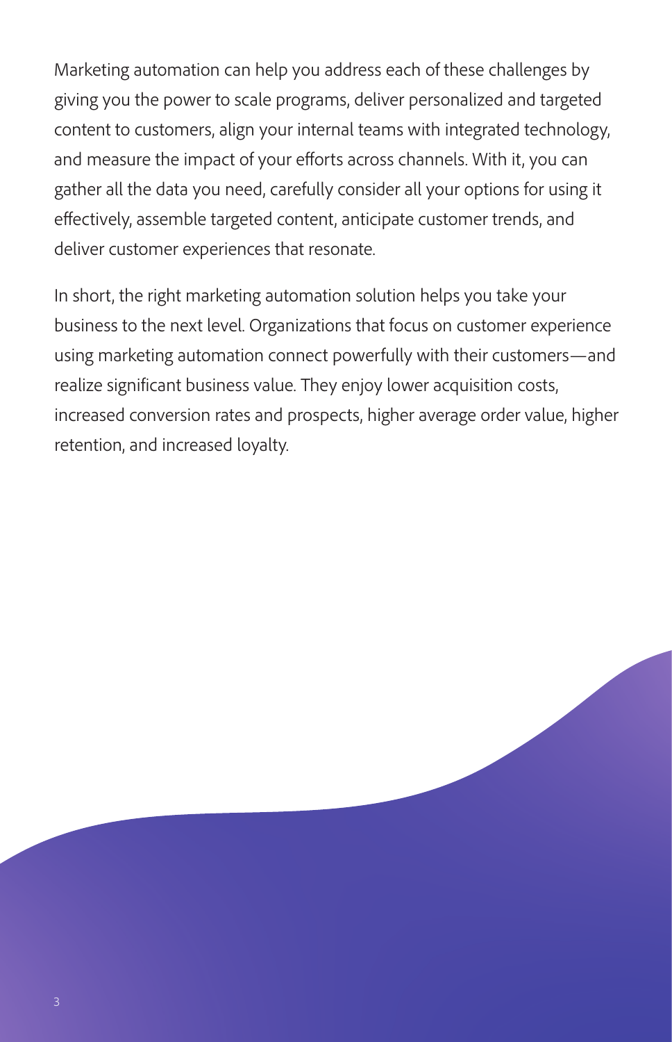Marketing automation can help you address each of these challenges by giving you the power to scale programs, deliver personalized and targeted content to customers, align your internal teams with integrated technology, and measure the impact of your efforts across channels. With it, you can gather all the data you need, carefully consider all your options for using it effectively, assemble targeted content, anticipate customer trends, and deliver customer experiences that resonate.

In short, the right marketing automation solution helps you take your business to the next level. Organizations that focus on customer experience using marketing automation connect powerfully with their customers—and realize significant business value. They enjoy lower acquisition costs, increased conversion rates and prospects, higher average order value, higher retention, and increased loyalty.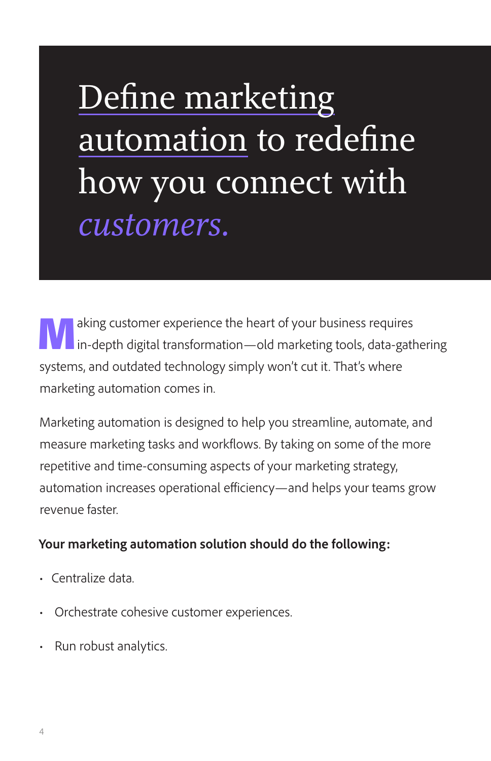# Define marketing automation to redefine how you connect with *customers.*

Making customer experience the heart of your business requires in-depth digital transformation—old marketing tools, data-gathering systems, and outdated technology simply won't cut it. That's where marketing automation comes in.

Marketing automation is designed to help you streamline, automate, and measure marketing tasks and workflows. By taking on some of the more repetitive and time-consuming aspects of your marketing strategy, automation increases operational efficiency—and helps your teams grow revenue faster.

**Your marketing automation solution should do the following:**

- Centralize data.
- Orchestrate cohesive customer experiences.
- Run robust analytics.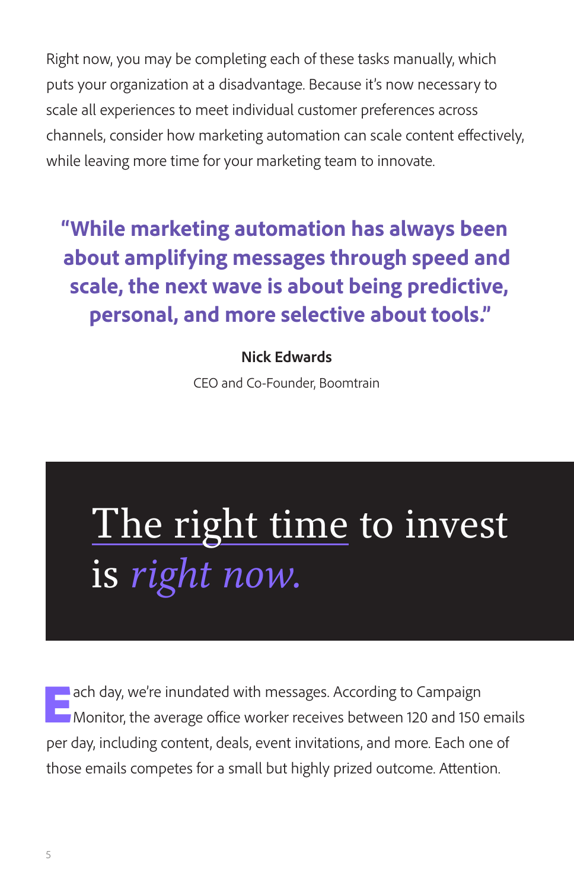Right now, you may be completing each of these tasks manually, which puts your organization at a disadvantage. Because it's now necessary to scale all experiences to meet individual customer preferences across channels, consider how marketing automation can scale content effectively, while leaving more time for your marketing team to innovate.

> **"While marketing automation has always been about amplifying messages through speed and scale, the next wave is about being predictive, personal, and more selective about tools."**
>
> **Nick Edwards**
> CEO and Co-Founder, Boomtrain

## The right time to invest is *right now.*

Each day, we're inundated with messages. According to Campaign Monitor, the average office worker receives between 120 and 150 emails per day, including content, deals, event invitations, and more. Each one of those emails competes for a small but highly prized outcome. Attention.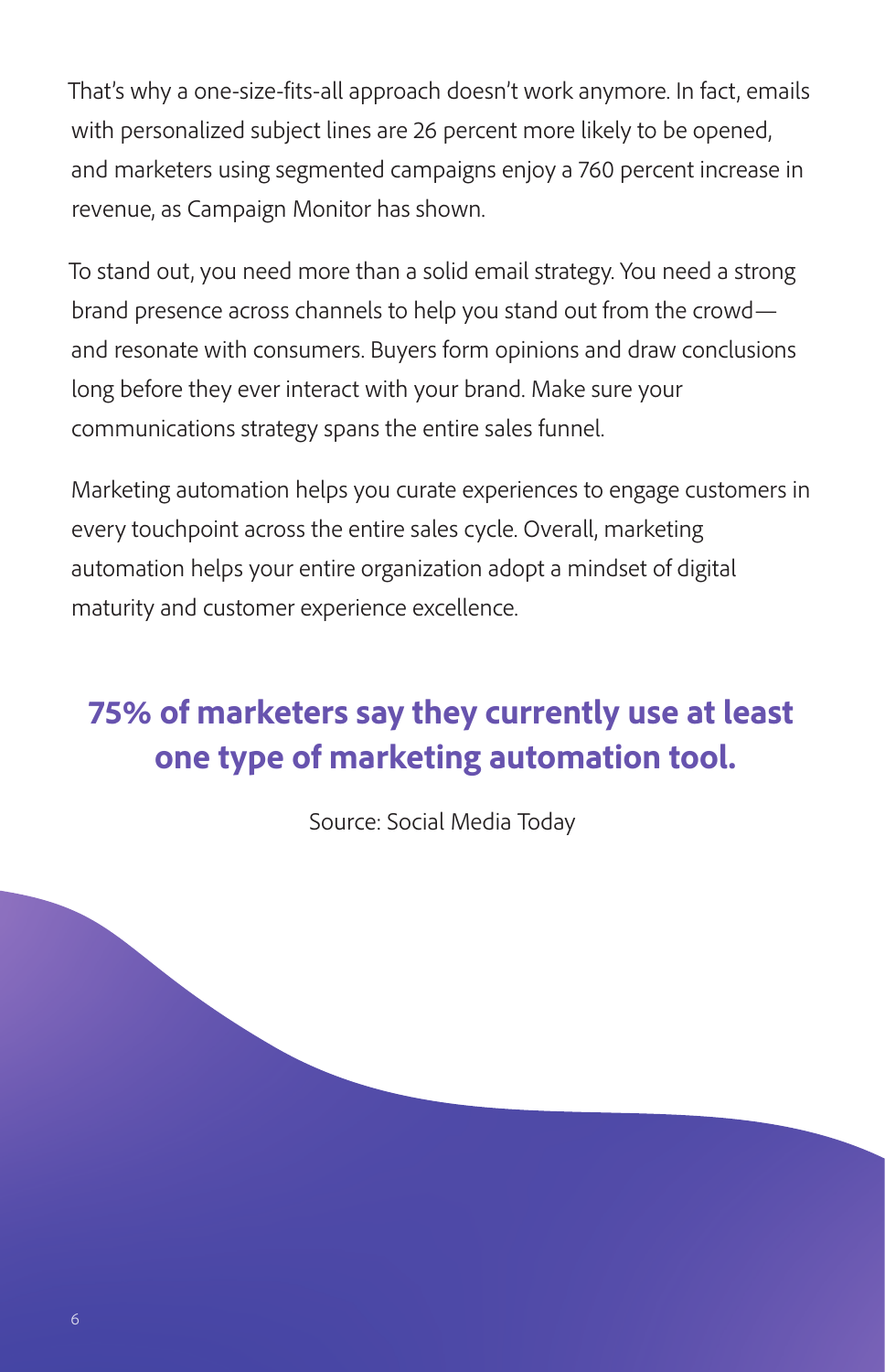That's why a one-size-fits-all approach doesn't work anymore. In fact, emails with personalized subject lines are 26 percent more likely to be opened, and marketers using segmented campaigns enjoy a 760 percent increase in revenue, as Campaign Monitor has shown.

To stand out, you need more than a solid email strategy. You need a strong brand presence across channels to help you stand out from the crowd—and resonate with consumers. Buyers form opinions and draw conclusions long before they ever interact with your brand. Make sure your communications strategy spans the entire sales funnel.

Marketing automation helps you curate experiences to engage customers in every touchpoint across the entire sales cycle. Overall, marketing automation helps your entire organization adopt a mindset of digital maturity and customer experience excellence.

**75% of marketers say they currently use at least one type of marketing automation tool.**

Source: Social Media Today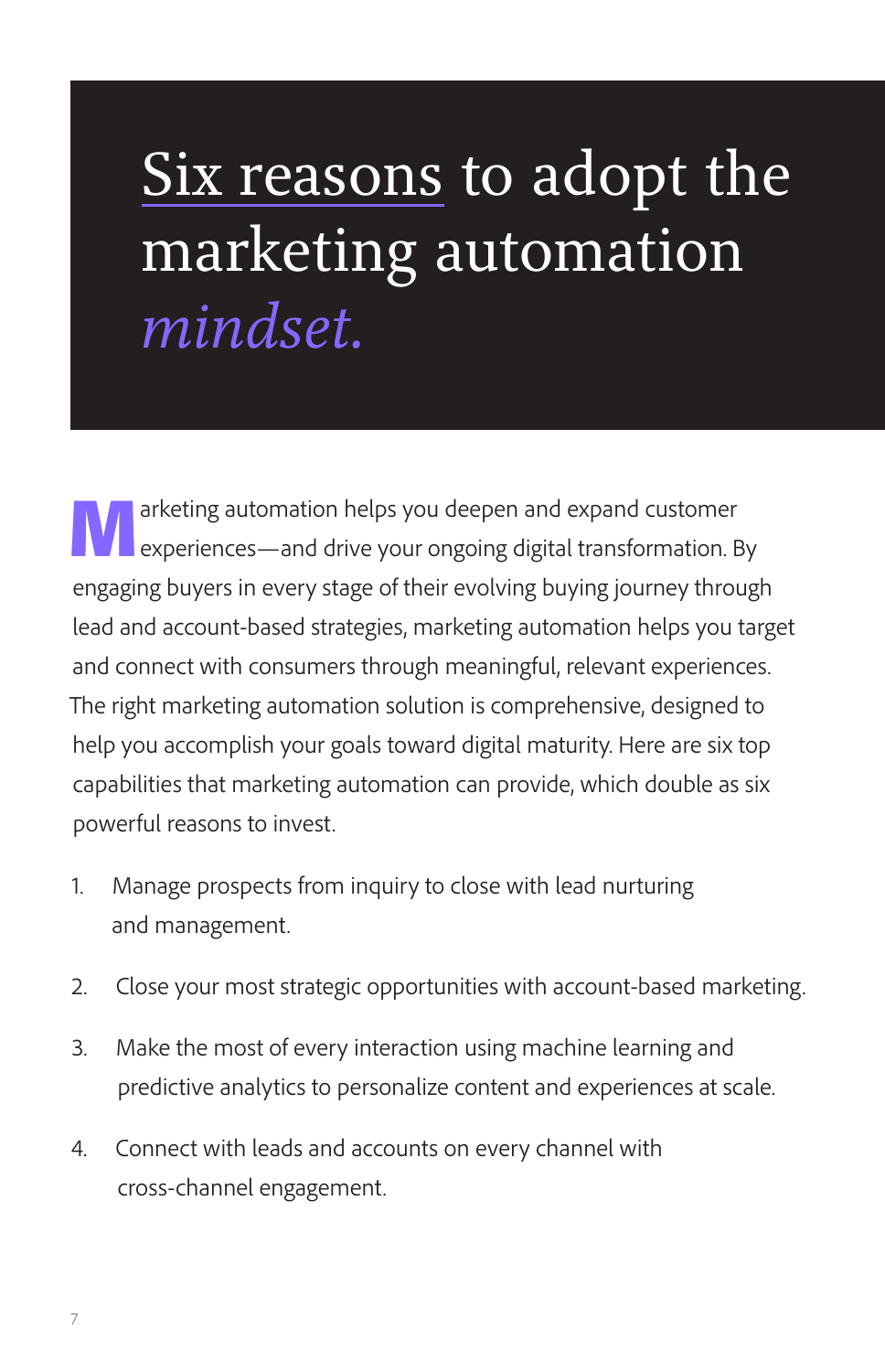# Six reasons to adopt the marketing automation *mindset.*

Marketing automation helps you deepen and expand customer experiences—and drive your ongoing digital transformation. By engaging buyers in every stage of their evolving buying journey through lead and account-based strategies, marketing automation helps you target and connect with consumers through meaningful, relevant experiences. The right marketing automation solution is comprehensive, designed to help you accomplish your goals toward digital maturity. Here are six top capabilities that marketing automation can provide, which double as six powerful reasons to invest.

1. Manage prospects from inquiry to close with lead nurturing and management.
2. Close your most strategic opportunities with account-based marketing.
3. Make the most of every interaction using machine learning and predictive analytics to personalize content and experiences at scale.
4. Connect with leads and accounts on every channel with cross-channel engagement.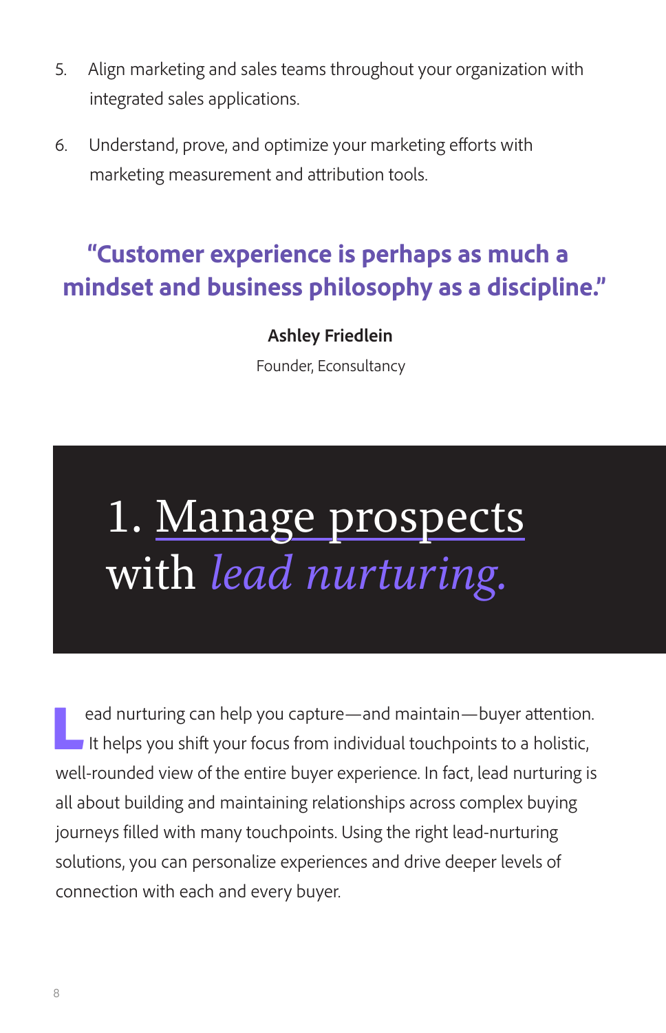5. Align marketing and sales teams throughout your organization with integrated sales applications.

6. Understand, prove, and optimize your marketing efforts with marketing measurement and attribution tools.

> **"Customer experience is perhaps as much a mindset and business philosophy as a discipline."**
>
> **Ashley Friedlein**
> Founder, Econsultancy

# 1. Manage prospects with *lead nurturing.*

Lead nurturing can help you capture—and maintain—buyer attention. It helps you shift your focus from individual touchpoints to a holistic, well-rounded view of the entire buyer experience. In fact, lead nurturing is all about building and maintaining relationships across complex buying journeys filled with many touchpoints. Using the right lead-nurturing solutions, you can personalize experiences and drive deeper levels of connection with each and every buyer.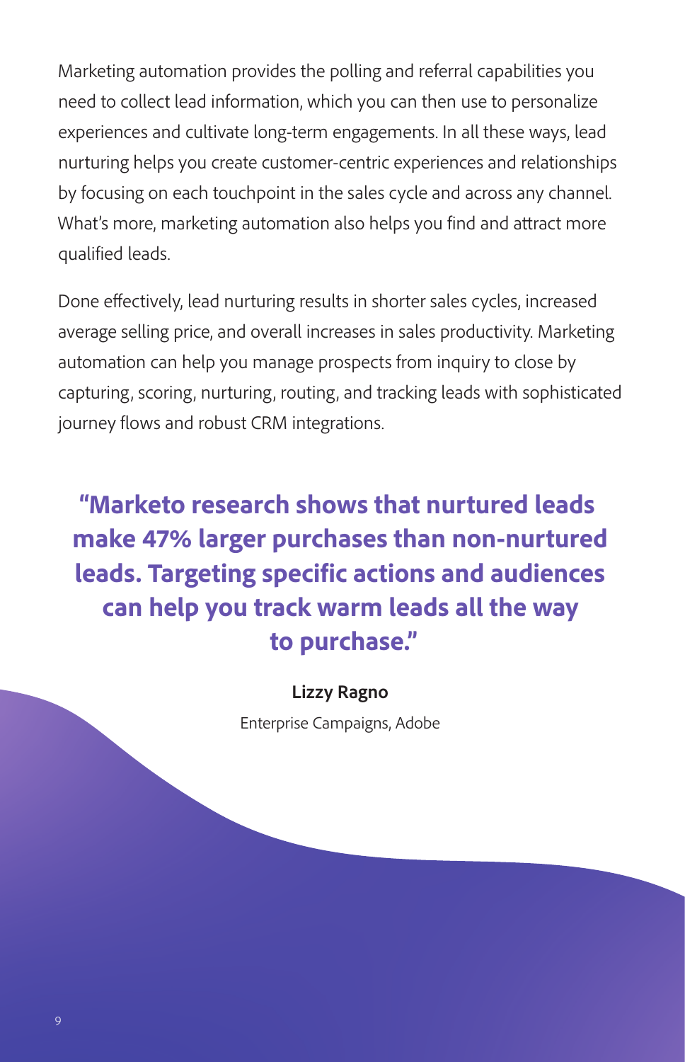Marketing automation provides the polling and referral capabilities you need to collect lead information, which you can then use to personalize experiences and cultivate long-term engagements. In all these ways, lead nurturing helps you create customer-centric experiences and relationships by focusing on each touchpoint in the sales cycle and across any channel. What's more, marketing automation also helps you find and attract more qualified leads.

Done effectively, lead nurturing results in shorter sales cycles, increased average selling price, and overall increases in sales productivity. Marketing automation can help you manage prospects from inquiry to close by capturing, scoring, nurturing, routing, and tracking leads with sophisticated journey flows and robust CRM integrations.

> **"Marketo research shows that nurtured leads make 47% larger purchases than non-nurtured leads. Targeting specific actions and audiences can help you track warm leads all the way to purchase."**
>
> **Lizzy Ragno**
>
> Enterprise Campaigns, Adobe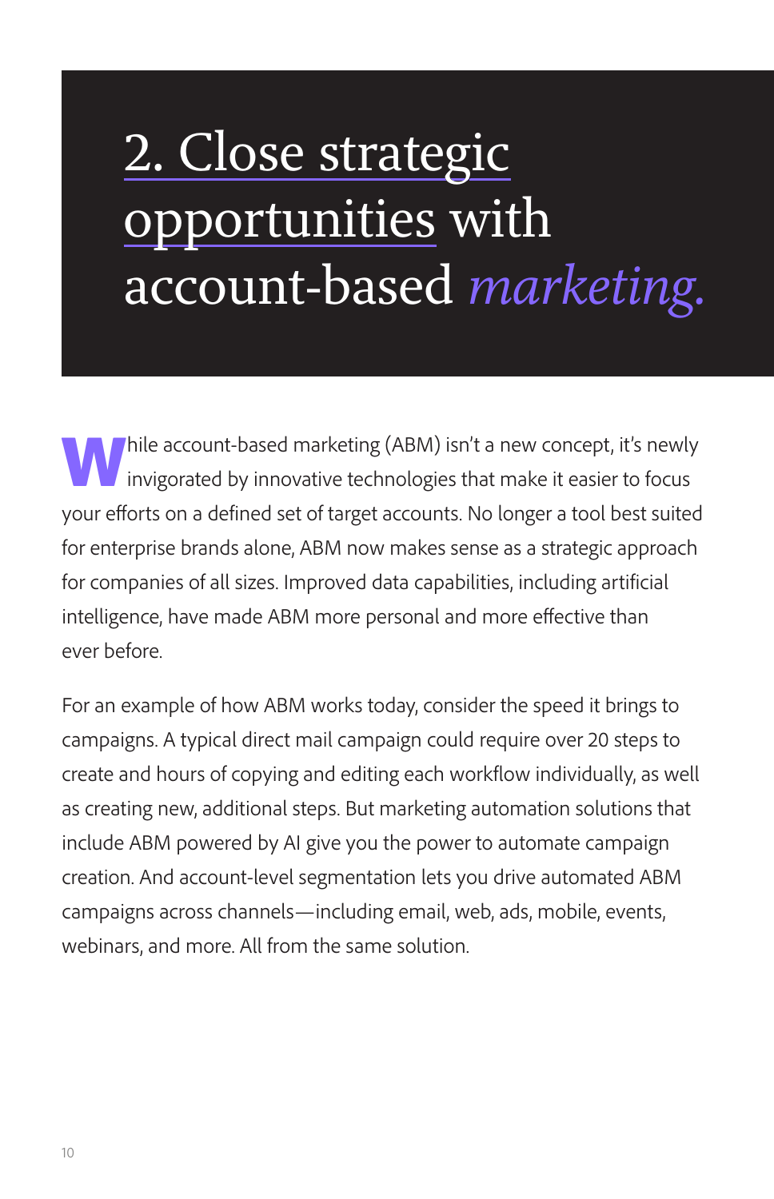# 2. Close strategic opportunities with account-based *marketing.*

While account-based marketing (ABM) isn't a new concept, it's newly invigorated by innovative technologies that make it easier to focus your efforts on a defined set of target accounts. No longer a tool best suited for enterprise brands alone, ABM now makes sense as a strategic approach for companies of all sizes. Improved data capabilities, including artificial intelligence, have made ABM more personal and more effective than ever before.

For an example of how ABM works today, consider the speed it brings to campaigns. A typical direct mail campaign could require over 20 steps to create and hours of copying and editing each workflow individually, as well as creating new, additional steps. But marketing automation solutions that include ABM powered by AI give you the power to automate campaign creation. And account-level segmentation lets you drive automated ABM campaigns across channels—including email, web, ads, mobile, events, webinars, and more. All from the same solution.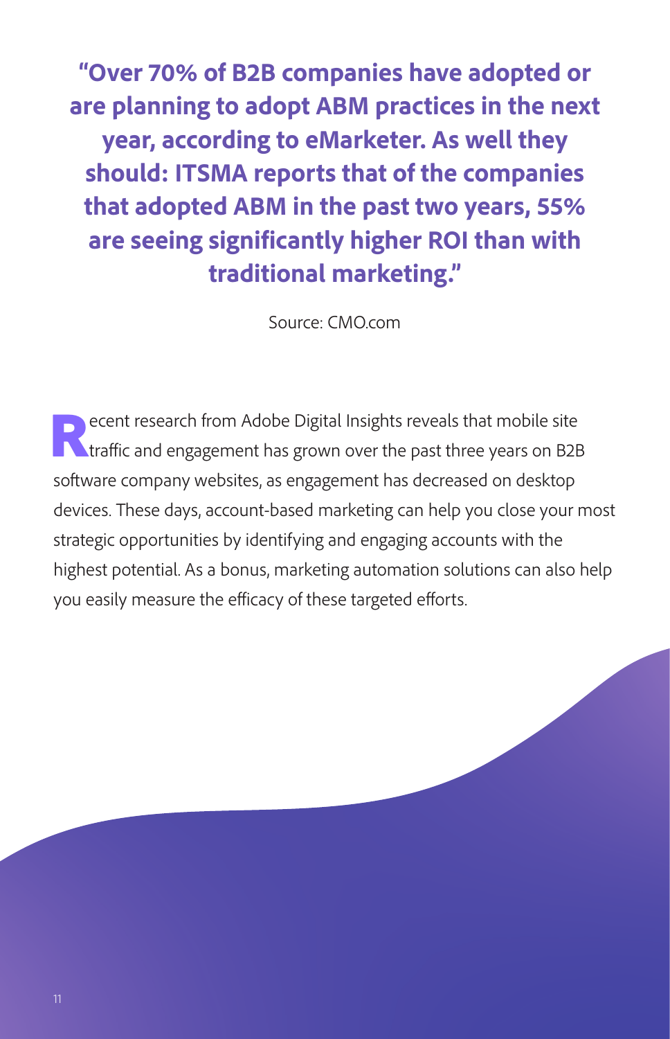**"Over 70% of B2B companies have adopted or are planning to adopt ABM practices in the next year, according to eMarketer. As well they should: ITSMA reports that of the companies that adopted ABM in the past two years, 55% are seeing significantly higher ROI than with traditional marketing."**

Source: CMO.com

Recent research from Adobe Digital Insights reveals that mobile site traffic and engagement has grown over the past three years on B2B software company websites, as engagement has decreased on desktop devices. These days, account-based marketing can help you close your most strategic opportunities by identifying and engaging accounts with the highest potential. As a bonus, marketing automation solutions can also help you easily measure the efficacy of these targeted efforts.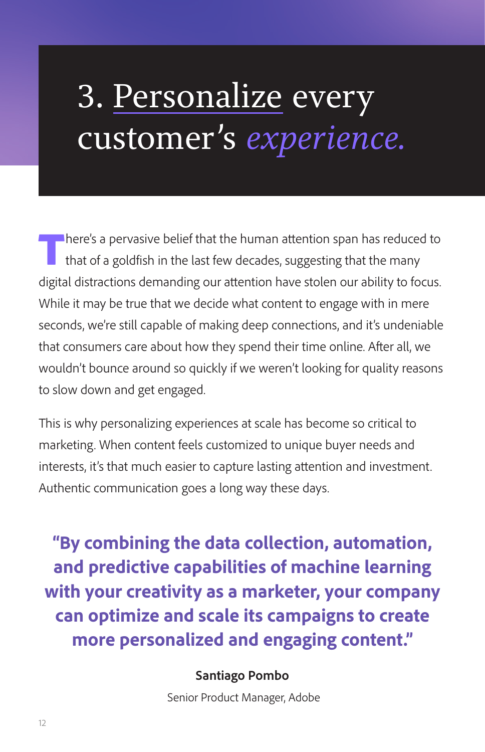# 3. Personalize every customer's *experience.*

There's a pervasive belief that the human attention span has reduced to that of a goldfish in the last few decades, suggesting that the many digital distractions demanding our attention have stolen our ability to focus. While it may be true that we decide what content to engage with in mere seconds, we're still capable of making deep connections, and it's undeniable that consumers care about how they spend their time online. After all, we wouldn't bounce around so quickly if we weren't looking for quality reasons to slow down and get engaged.

This is why personalizing experiences at scale has become so critical to marketing. When content feels customized to unique buyer needs and interests, it's that much easier to capture lasting attention and investment. Authentic communication goes a long way these days.

> **"By combining the data collection, automation, and predictive capabilities of machine learning with your creativity as a marketer, your company can optimize and scale its campaigns to create more personalized and engaging content."**
>
> **Santiago Pombo**
>
> Senior Product Manager, Adobe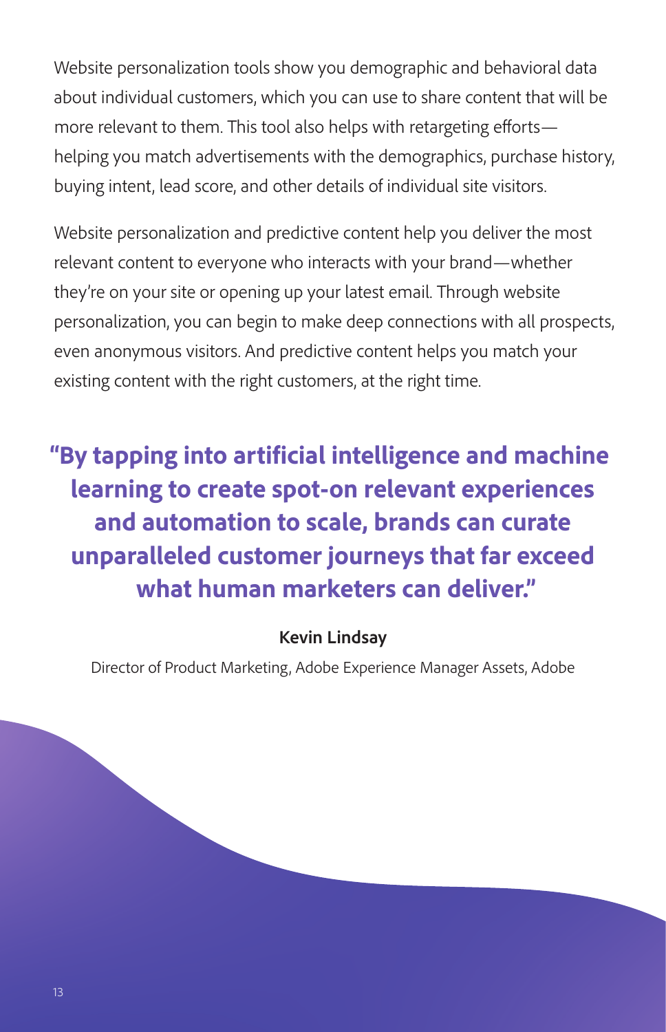Website personalization tools show you demographic and behavioral data about individual customers, which you can use to share content that will be more relevant to them. This tool also helps with retargeting efforts—helping you match advertisements with the demographics, purchase history, buying intent, lead score, and other details of individual site visitors.

Website personalization and predictive content help you deliver the most relevant content to everyone who interacts with your brand—whether they're on your site or opening up your latest email. Through website personalization, you can begin to make deep connections with all prospects, even anonymous visitors. And predictive content helps you match your existing content with the right customers, at the right time.

> **"By tapping into artificial intelligence and machine learning to create spot-on relevant experiences and automation to scale, brands can curate unparalleled customer journeys that far exceed what human marketers can deliver."**
>
> **Kevin Lindsay**
>
> Director of Product Marketing, Adobe Experience Manager Assets, Adobe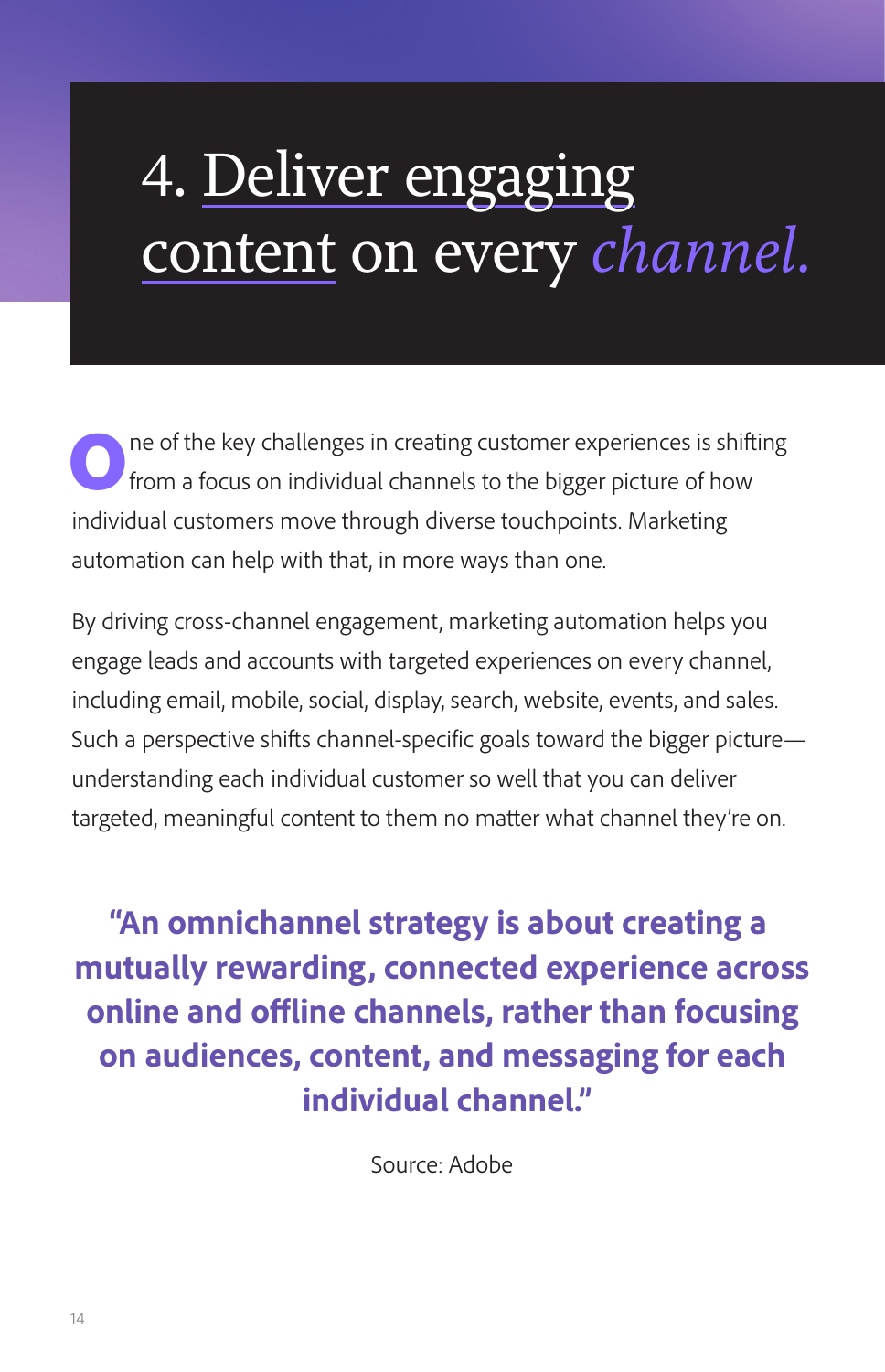# 4. Deliver engaging content on every *channel.*

One of the key challenges in creating customer experiences is shifting from a focus on individual channels to the bigger picture of how individual customers move through diverse touchpoints. Marketing automation can help with that, in more ways than one.

By driving cross-channel engagement, marketing automation helps you engage leads and accounts with targeted experiences on every channel, including email, mobile, social, display, search, website, events, and sales. Such a perspective shifts channel-specific goals toward the bigger picture—understanding each individual customer so well that you can deliver targeted, meaningful content to them no matter what channel they're on.

**"An omnichannel strategy is about creating a mutually rewarding, connected experience across online and offline channels, rather than focusing on audiences, content, and messaging for each individual channel."**

Source: Adobe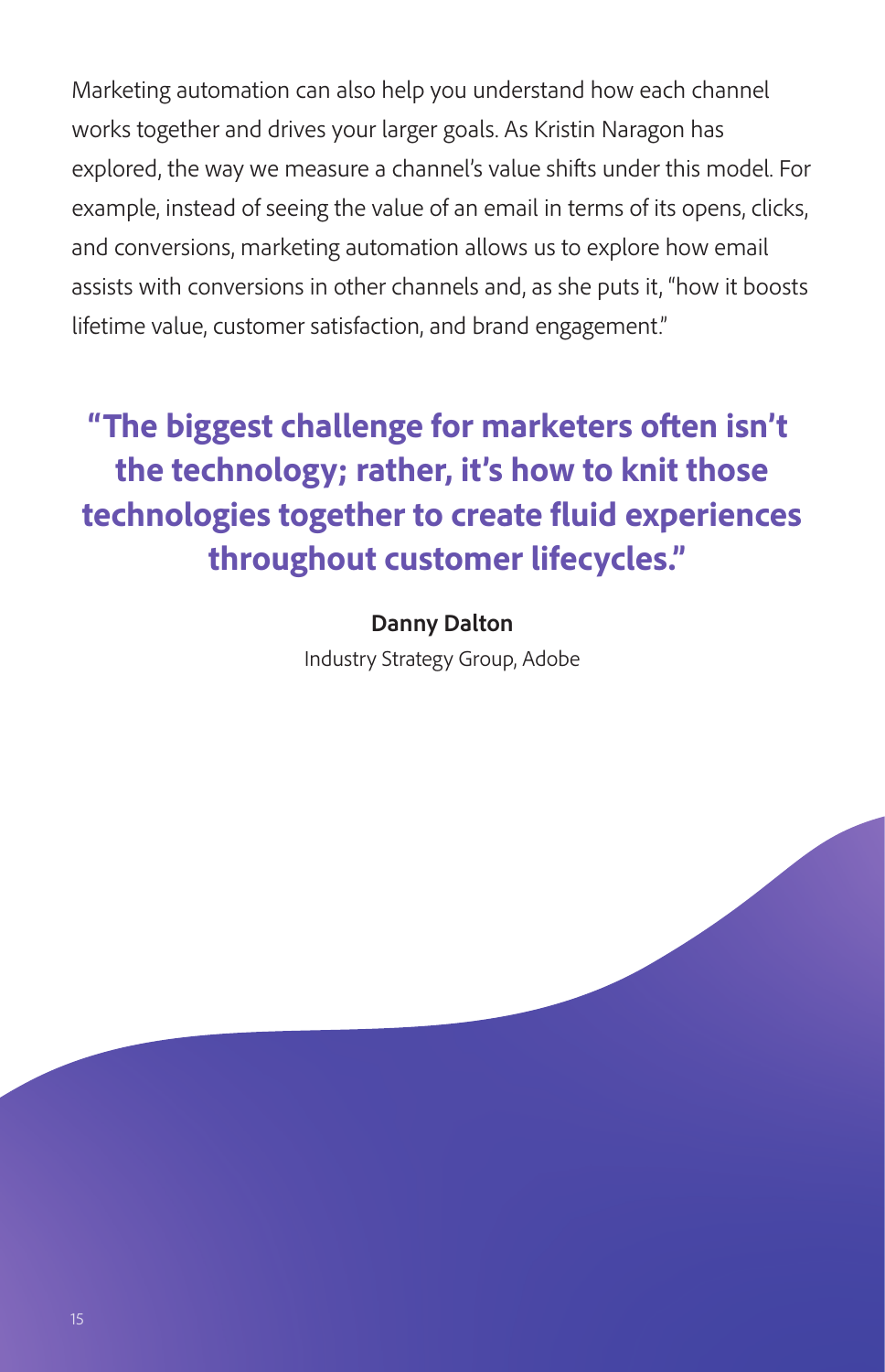Marketing automation can also help you understand how each channel works together and drives your larger goals. As Kristin Naragon has explored, the way we measure a channel's value shifts under this model. For example, instead of seeing the value of an email in terms of its opens, clicks, and conversions, marketing automation allows us to explore how email assists with conversions in other channels and, as she puts it, "how it boosts lifetime value, customer satisfaction, and brand engagement."

> **"The biggest challenge for marketers often isn't the technology; rather, it's how to knit those technologies together to create fluid experiences throughout customer lifecycles."**
>
> **Danny Dalton**
> Industry Strategy Group, Adobe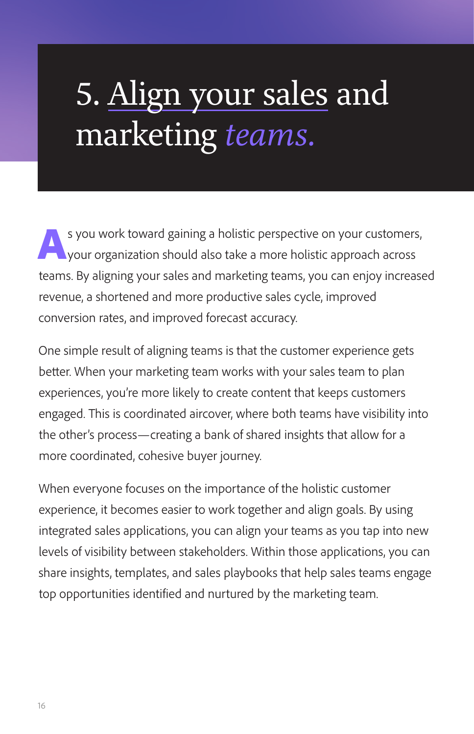# 5. Align your sales and marketing *teams.*

As you work toward gaining a holistic perspective on your customers, your organization should also take a more holistic approach across teams. By aligning your sales and marketing teams, you can enjoy increased revenue, a shortened and more productive sales cycle, improved conversion rates, and improved forecast accuracy.

One simple result of aligning teams is that the customer experience gets better. When your marketing team works with your sales team to plan experiences, you're more likely to create content that keeps customers engaged. This is coordinated aircover, where both teams have visibility into the other's process—creating a bank of shared insights that allow for a more coordinated, cohesive buyer journey.

When everyone focuses on the importance of the holistic customer experience, it becomes easier to work together and align goals. By using integrated sales applications, you can align your teams as you tap into new levels of visibility between stakeholders. Within those applications, you can share insights, templates, and sales playbooks that help sales teams engage top opportunities identified and nurtured by the marketing team.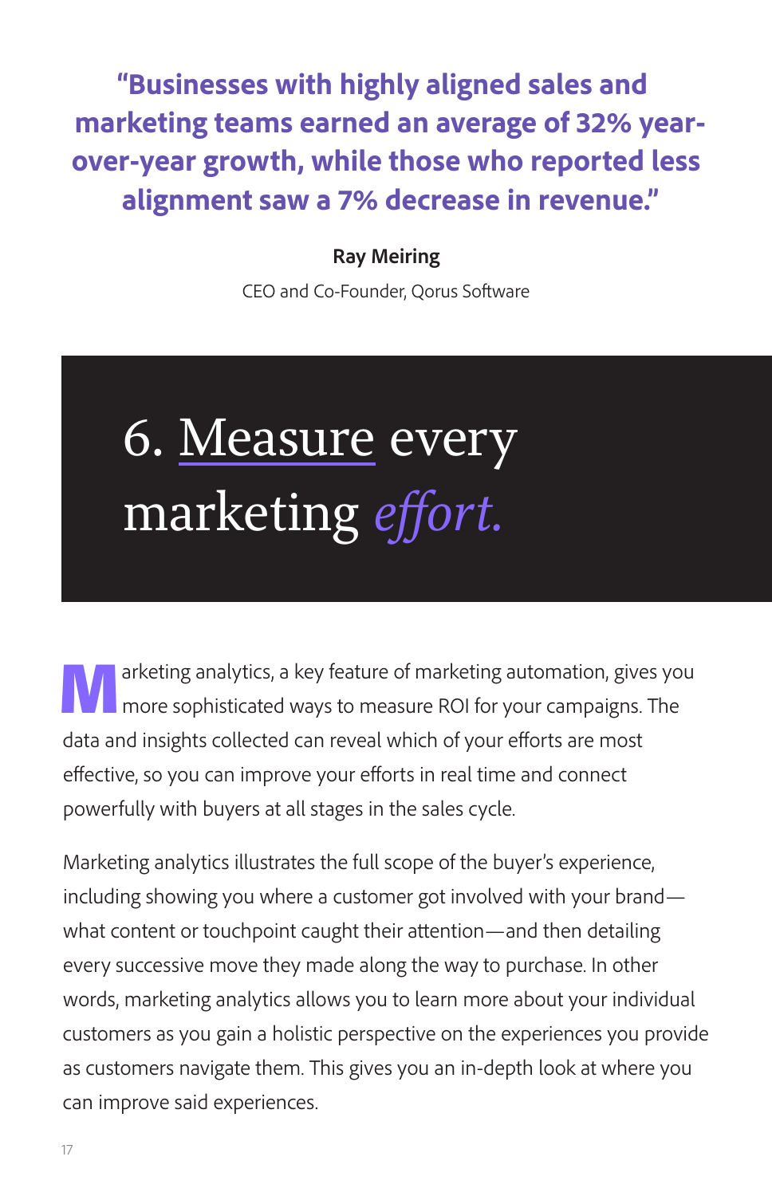**"Businesses with highly aligned sales and marketing teams earned an average of 32% year-over-year growth, while those who reported less alignment saw a 7% decrease in revenue."**

**Ray Meiring**

CEO and Co-Founder, Qorus Software

# 6. Measure every marketing *effort.*

Marketing analytics, a key feature of marketing automation, gives you more sophisticated ways to measure ROI for your campaigns. The data and insights collected can reveal which of your efforts are most effective, so you can improve your efforts in real time and connect powerfully with buyers at all stages in the sales cycle.

Marketing analytics illustrates the full scope of the buyer's experience, including showing you where a customer got involved with your brand—what content or touchpoint caught their attention—and then detailing every successive move they made along the way to purchase. In other words, marketing analytics allows you to learn more about your individual customers as you gain a holistic perspective on the experiences you provide as customers navigate them. This gives you an in-depth look at where you can improve said experiences.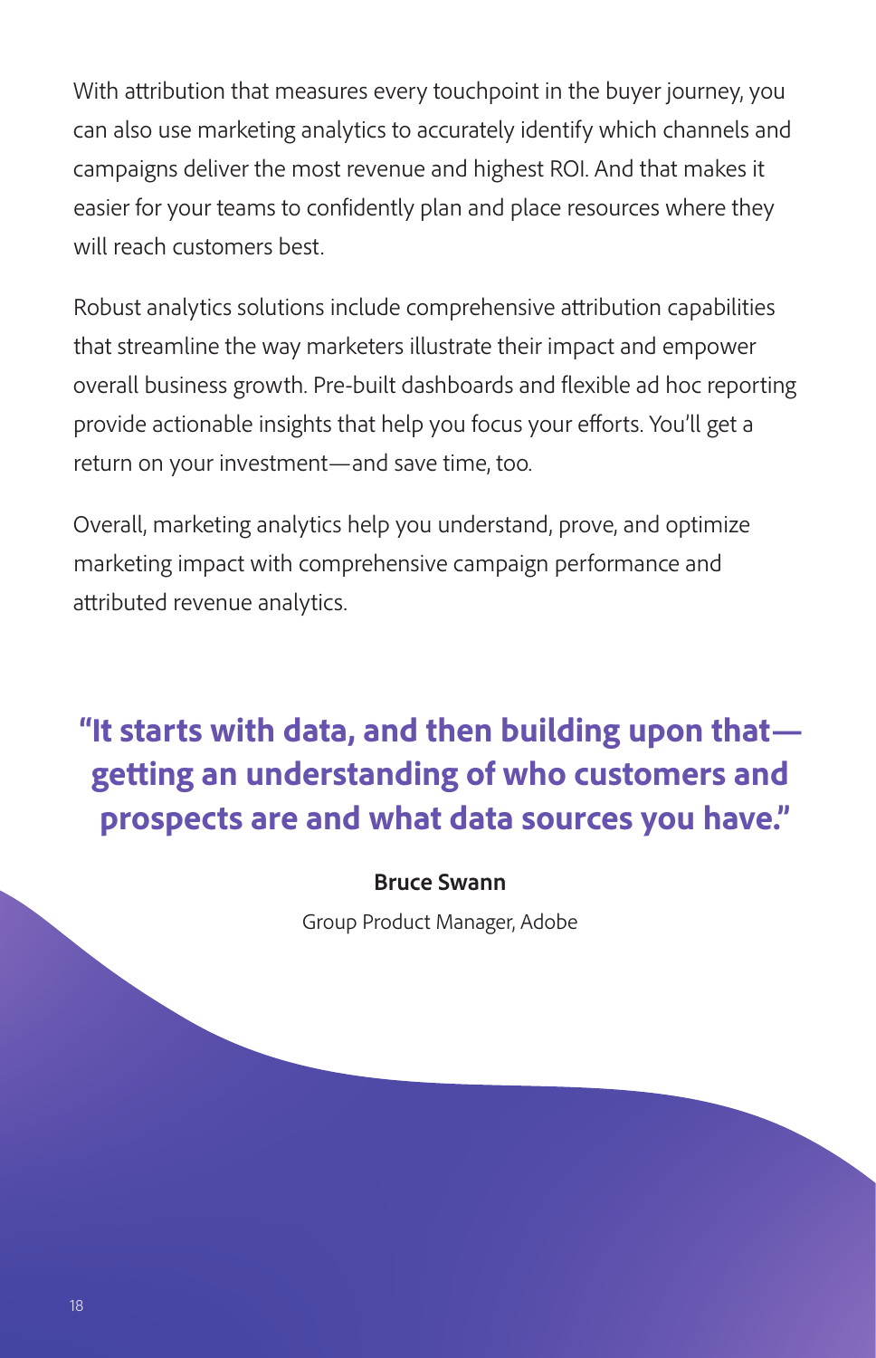With attribution that measures every touchpoint in the buyer journey, you can also use marketing analytics to accurately identify which channels and campaigns deliver the most revenue and highest ROI. And that makes it easier for your teams to confidently plan and place resources where they will reach customers best.

Robust analytics solutions include comprehensive attribution capabilities that streamline the way marketers illustrate their impact and empower overall business growth. Pre-built dashboards and flexible ad hoc reporting provide actionable insights that help you focus your efforts. You'll get a return on your investment—and save time, too.

Overall, marketing analytics help you understand, prove, and optimize marketing impact with comprehensive campaign performance and attributed revenue analytics.

> **"It starts with data, and then building upon that—getting an understanding of who customers and prospects are and what data sources you have."**
>
> **Bruce Swann**
>
> Group Product Manager, Adobe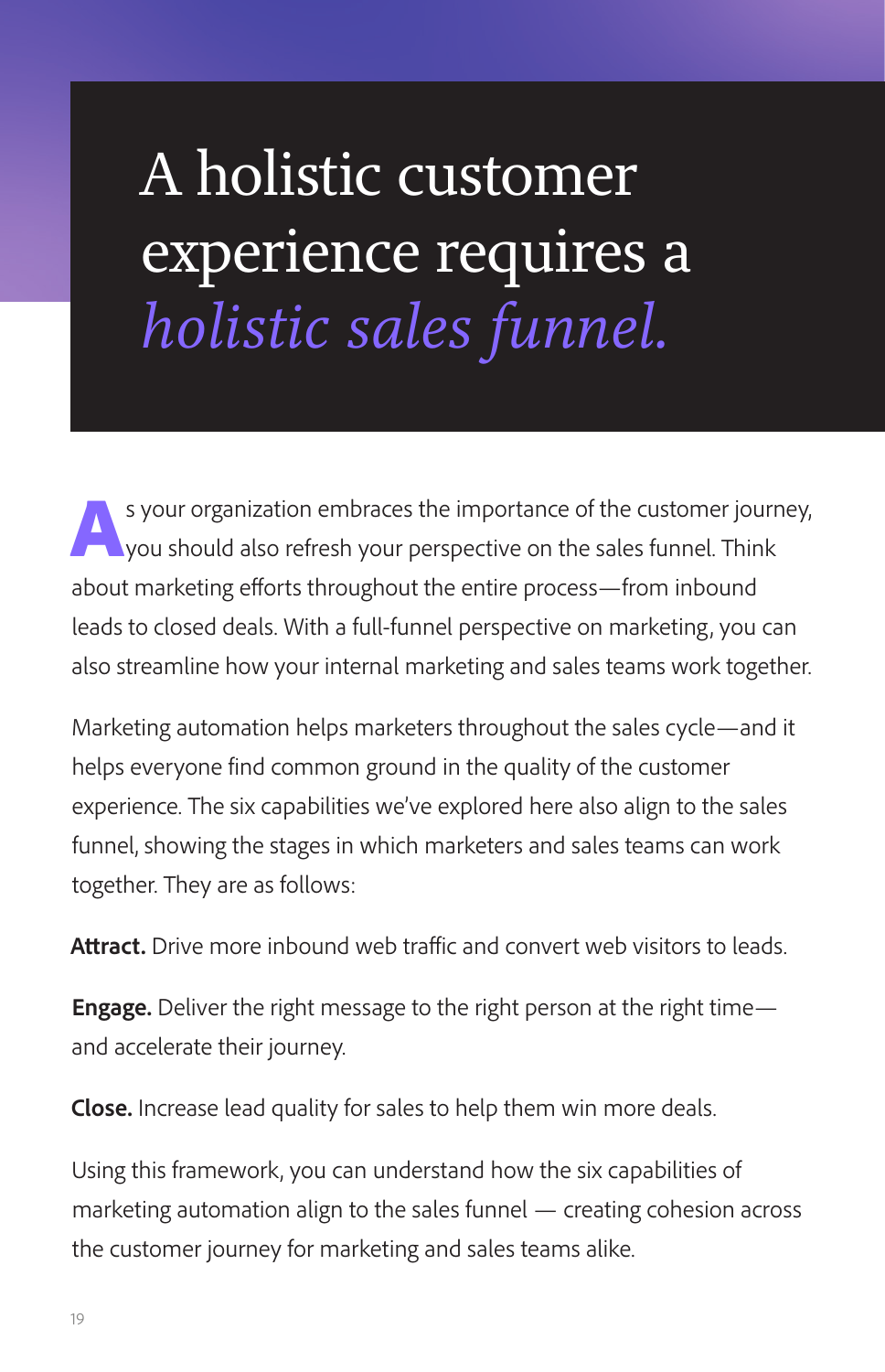# A holistic customer experience requires a *holistic sales funnel.*

As your organization embraces the importance of the customer journey, you should also refresh your perspective on the sales funnel. Think about marketing efforts throughout the entire process—from inbound leads to closed deals. With a full-funnel perspective on marketing, you can also streamline how your internal marketing and sales teams work together.

Marketing automation helps marketers throughout the sales cycle—and it helps everyone find common ground in the quality of the customer experience. The six capabilities we've explored here also align to the sales funnel, showing the stages in which marketers and sales teams can work together. They are as follows:

**Attract.** Drive more inbound web traffic and convert web visitors to leads.

**Engage.** Deliver the right message to the right person at the right time—and accelerate their journey.

**Close.** Increase lead quality for sales to help them win more deals.

Using this framework, you can understand how the six capabilities of marketing automation align to the sales funnel — creating cohesion across the customer journey for marketing and sales teams alike.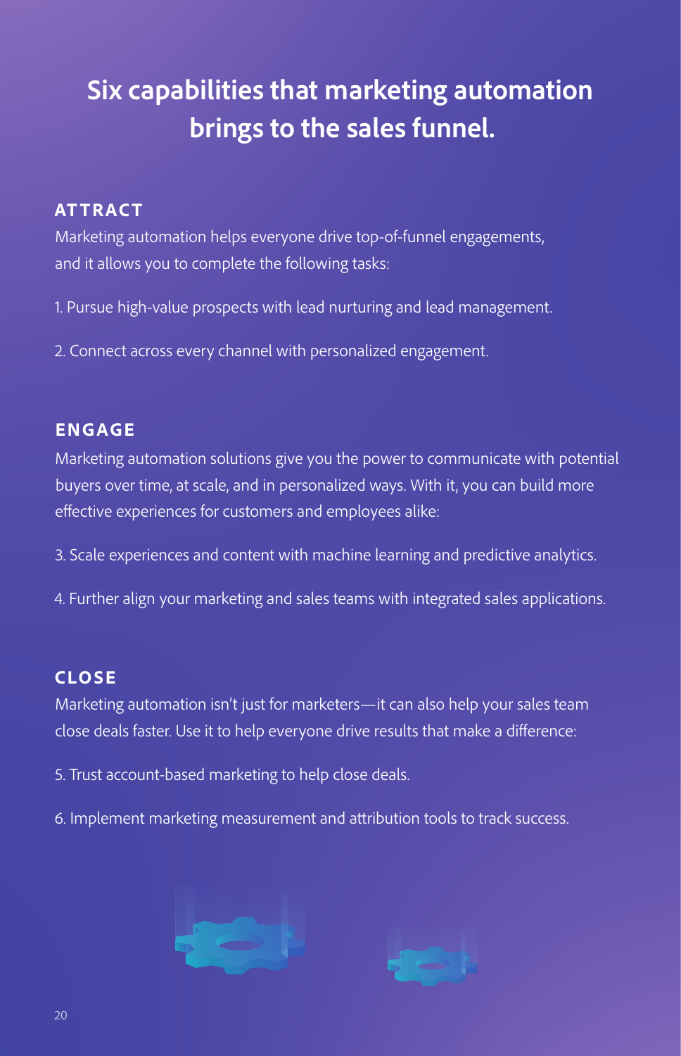# Six capabilities that marketing automation brings to the sales funnel.

## ATTRACT

Marketing automation helps everyone drive top-of-funnel engagements, and it allows you to complete the following tasks:

1. Pursue high-value prospects with lead nurturing and lead management.

2. Connect across every channel with personalized engagement.

## ENGAGE

Marketing automation solutions give you the power to communicate with potential buyers over time, at scale, and in personalized ways. With it, you can build more effective experiences for customers and employees alike:

3. Scale experiences and content with machine learning and predictive analytics.

4. Further align your marketing and sales teams with integrated sales applications.

## CLOSE

Marketing automation isn't just for marketers—it can also help your sales team close deals faster. Use it to help everyone drive results that make a difference:

5. Trust account-based marketing to help close deals.

6. Implement marketing measurement and attribution tools to track success.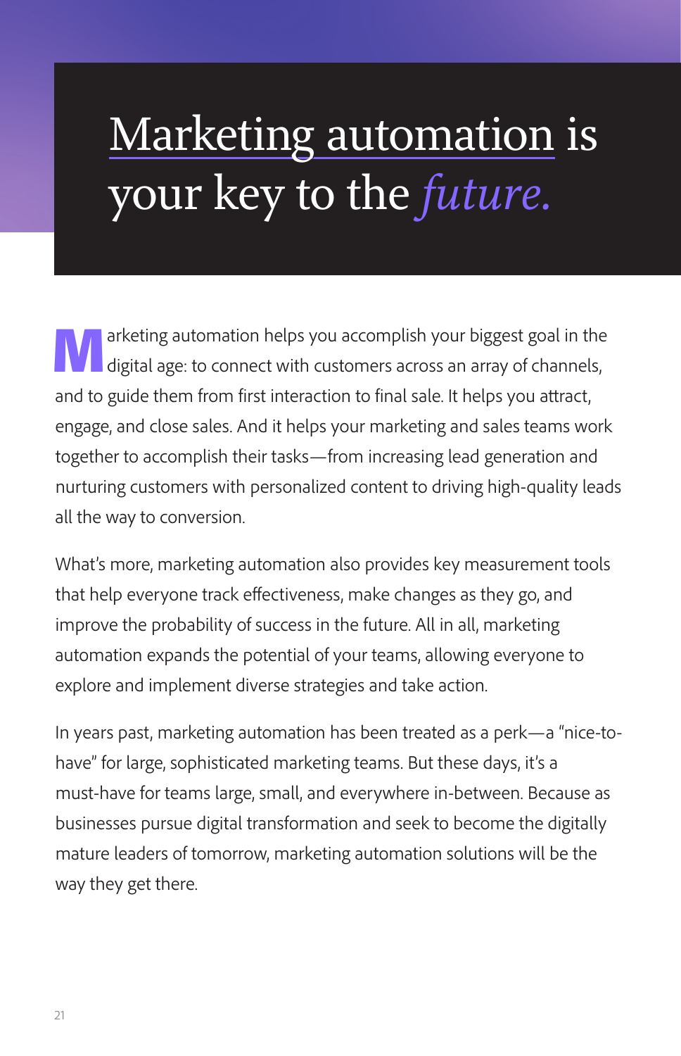# Marketing automation is your key to the *future.*

Marketing automation helps you accomplish your biggest goal in the digital age: to connect with customers across an array of channels, and to guide them from first interaction to final sale. It helps you attract, engage, and close sales. And it helps your marketing and sales teams work together to accomplish their tasks—from increasing lead generation and nurturing customers with personalized content to driving high-quality leads all the way to conversion.

What's more, marketing automation also provides key measurement tools that help everyone track effectiveness, make changes as they go, and improve the probability of success in the future. All in all, marketing automation expands the potential of your teams, allowing everyone to explore and implement diverse strategies and take action.

In years past, marketing automation has been treated as a perk—a "nice-to-have" for large, sophisticated marketing teams. But these days, it's a must-have for teams large, small, and everywhere in-between. Because as businesses pursue digital transformation and seek to become the digitally mature leaders of tomorrow, marketing automation solutions will be the way they get there.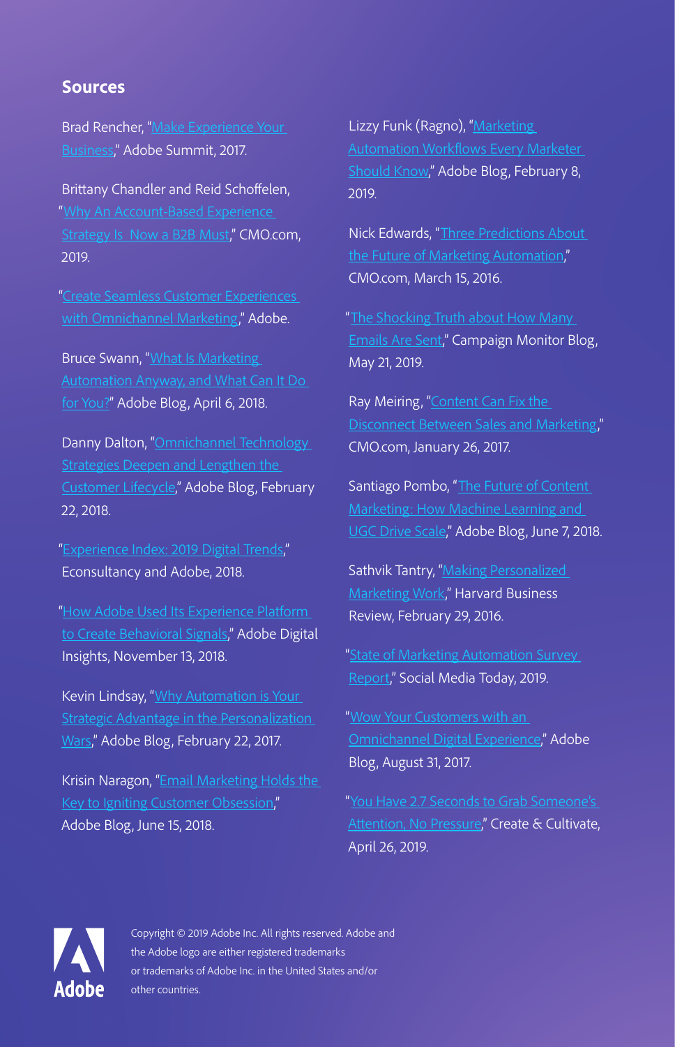## Sources

Brad Rencher, "Make Experience Your Business," Adobe Summit, 2017.

Brittany Chandler and Reid Schoffelen, "Why An Account-Based Experience Strategy Is Now a B2B Must," CMO.com, 2019.

"Create Seamless Customer Experiences with Omnichannel Marketing," Adobe.

Bruce Swann, "What Is Marketing Automation Anyway, and What Can It Do for You?" Adobe Blog, April 6, 2018.

Danny Dalton, "Omnichannel Technology Strategies Deepen and Lengthen the Customer Lifecycle," Adobe Blog, February 22, 2018.

"Experience Index: 2019 Digital Trends," Econsultancy and Adobe, 2018.

"How Adobe Used Its Experience Platform to Create Behavioral Signals," Adobe Digital Insights, November 13, 2018.

Kevin Lindsay, "Why Automation is Your Strategic Advantage in the Personalization Wars," Adobe Blog, February 22, 2017.

Krisin Naragon, "Email Marketing Holds the Key to Igniting Customer Obsession," Adobe Blog, June 15, 2018.

Lizzy Funk (Ragno), "Marketing Automation Workflows Every Marketer Should Know," Adobe Blog, February 8, 2019.

Nick Edwards, "Three Predictions About the Future of Marketing Automation," CMO.com, March 15, 2016.

"The Shocking Truth about How Many Emails Are Sent," Campaign Monitor Blog, May 21, 2019.

Ray Meiring, "Content Can Fix the Disconnect Between Sales and Marketing," CMO.com, January 26, 2017.

Santiago Pombo, "The Future of Content Marketing: How Machine Learning and UGC Drive Scale," Adobe Blog, June 7, 2018.

Sathvik Tantry, "Making Personalized Marketing Work," Harvard Business Review, February 29, 2016.

"State of Marketing Automation Survey Report," Social Media Today, 2019.

"Wow Your Customers with an Omnichannel Digital Experience," Adobe Blog, August 31, 2017.

"You Have 2.7 Seconds to Grab Someone's Attention, No Pressure," Create & Cultivate, April 26, 2019.

Adobe

Copyright © 2019 Adobe Inc. All rights reserved. Adobe and the Adobe logo are either registered trademarks or trademarks of Adobe Inc. in the United States and/or other countries.